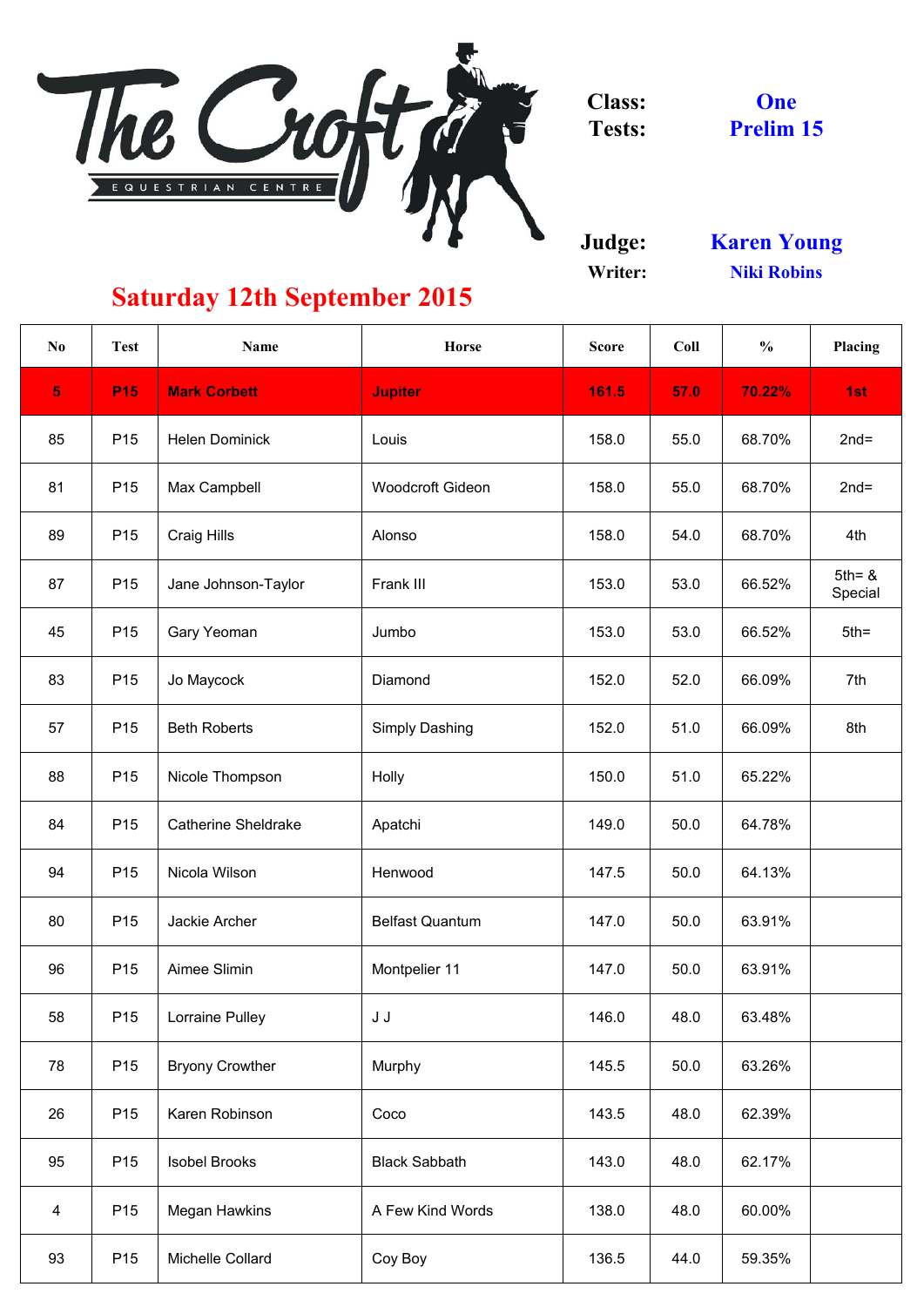# The Croft Equestrian Centre

**Class:** One
**Tests:** Prelim 15

**Judge:** Karen Young
**Writer:** Niki Robins

## Saturday 12th September 2015

| No | Test | Name | Horse | Score | Coll | % | Placing |
|---|---|---|---|---|---|---|---|
| **5** | **P15** | **Mark Corbett** | **Jupiter** | **161.5** | **57.0** | **70.22%** | **1st** |
| 85 | P15 | Helen Dominick | Louis | 158.0 | 55.0 | 68.70% | 2nd= |
| 81 | P15 | Max Campbell | Woodcroft Gideon | 158.0 | 55.0 | 68.70% | 2nd= |
| 89 | P15 | Craig Hills | Alonso | 158.0 | 54.0 | 68.70% | 4th |
| 87 | P15 | Jane Johnson-Taylor | Frank III | 153.0 | 53.0 | 66.52% | 5th= & Special |
| 45 | P15 | Gary Yeoman | Jumbo | 153.0 | 53.0 | 66.52% | 5th= |
| 83 | P15 | Jo Maycock | Diamond | 152.0 | 52.0 | 66.09% | 7th |
| 57 | P15 | Beth Roberts | Simply Dashing | 152.0 | 51.0 | 66.09% | 8th |
| 88 | P15 | Nicole Thompson | Holly | 150.0 | 51.0 | 65.22% | |
| 84 | P15 | Catherine Sheldrake | Apatchi | 149.0 | 50.0 | 64.78% | |
| 94 | P15 | Nicola Wilson | Henwood | 147.5 | 50.0 | 64.13% | |
| 80 | P15 | Jackie Archer | Belfast Quantum | 147.0 | 50.0 | 63.91% | |
| 96 | P15 | Aimee Slimin | Montpelier 11 | 147.0 | 50.0 | 63.91% | |
| 58 | P15 | Lorraine Pulley | J J | 146.0 | 48.0 | 63.48% | |
| 78 | P15 | Bryony Crowther | Murphy | 145.5 | 50.0 | 63.26% | |
| 26 | P15 | Karen Robinson | Coco | 143.5 | 48.0 | 62.39% | |
| 95 | P15 | Isobel Brooks | Black Sabbath | 143.0 | 48.0 | 62.17% | |
| 4 | P15 | Megan Hawkins | A Few Kind Words | 138.0 | 48.0 | 60.00% | |
| 93 | P15 | Michelle Collard | Coy Boy | 136.5 | 44.0 | 59.35% | |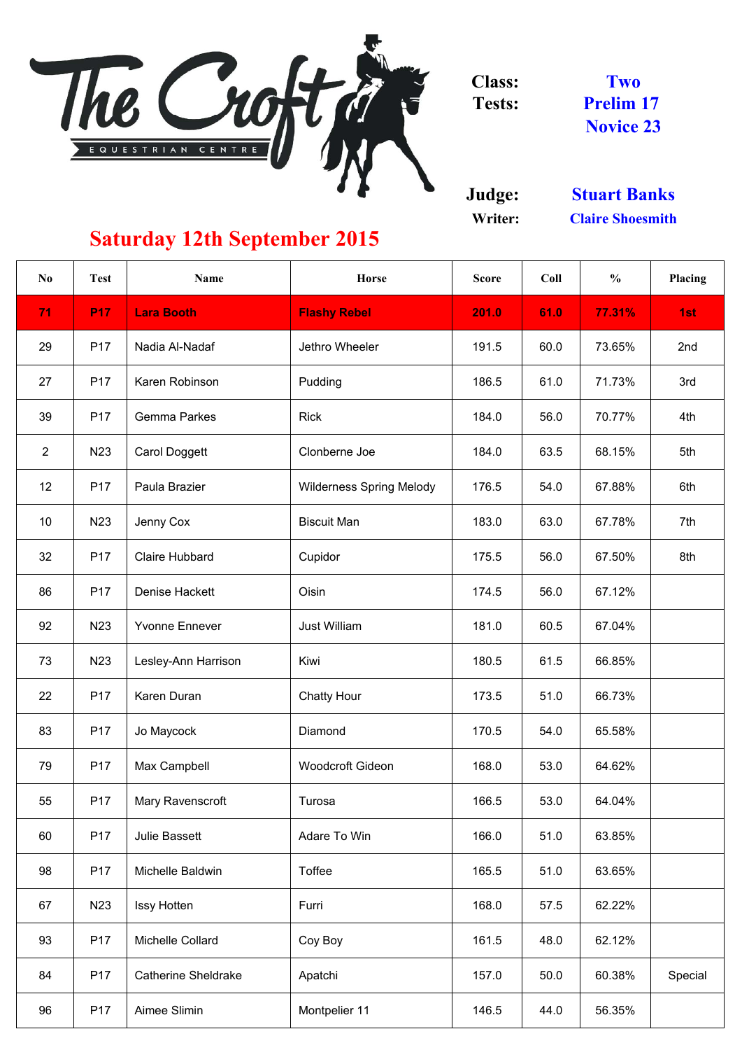The Croft Equestrian Centre

| Class: | Two |
|---|---|
| Tests: | Prelim 17<br>Novice 23 |
| Judge: | Stuart Banks |
| Writer: | Claire Shoesmith |

## Saturday 12th September 2015

| No | Test | Name | Horse | Score | Coll | % | Placing |
|---|---|---|---|---|---|---|---|
| **71** | **P17** | **Lara Booth** | **Flashy Rebel** | **201.0** | **61.0** | **77.31%** | **1st** |
| 29 | P17 | Nadia Al-Nadaf | Jethro Wheeler | 191.5 | 60.0 | 73.65% | 2nd |
| 27 | P17 | Karen Robinson | Pudding | 186.5 | 61.0 | 71.73% | 3rd |
| 39 | P17 | Gemma Parkes | Rick | 184.0 | 56.0 | 70.77% | 4th |
| 2 | N23 | Carol Doggett | Clonberne Joe | 184.0 | 63.5 | 68.15% | 5th |
| 12 | P17 | Paula Brazier | Wilderness Spring Melody | 176.5 | 54.0 | 67.88% | 6th |
| 10 | N23 | Jenny Cox | Biscuit Man | 183.0 | 63.0 | 67.78% | 7th |
| 32 | P17 | Claire Hubbard | Cupidor | 175.5 | 56.0 | 67.50% | 8th |
| 86 | P17 | Denise Hackett | Oisin | 174.5 | 56.0 | 67.12% | |
| 92 | N23 | Yvonne Ennever | Just William | 181.0 | 60.5 | 67.04% | |
| 73 | N23 | Lesley-Ann Harrison | Kiwi | 180.5 | 61.5 | 66.85% | |
| 22 | P17 | Karen Duran | Chatty Hour | 173.5 | 51.0 | 66.73% | |
| 83 | P17 | Jo Maycock | Diamond | 170.5 | 54.0 | 65.58% | |
| 79 | P17 | Max Campbell | Woodcroft Gideon | 168.0 | 53.0 | 64.62% | |
| 55 | P17 | Mary Ravenscroft | Turosa | 166.5 | 53.0 | 64.04% | |
| 60 | P17 | Julie Bassett | Adare To Win | 166.0 | 51.0 | 63.85% | |
| 98 | P17 | Michelle Baldwin | Toffee | 165.5 | 51.0 | 63.65% | |
| 67 | N23 | Issy Hotten | Furri | 168.0 | 57.5 | 62.22% | |
| 93 | P17 | Michelle Collard | Coy Boy | 161.5 | 48.0 | 62.12% | |
| 84 | P17 | Catherine Sheldrake | Apatchi | 157.0 | 50.0 | 60.38% | Special |
| 96 | P17 | Aimee Slimin | Montpelier 11 | 146.5 | 44.0 | 56.35% | |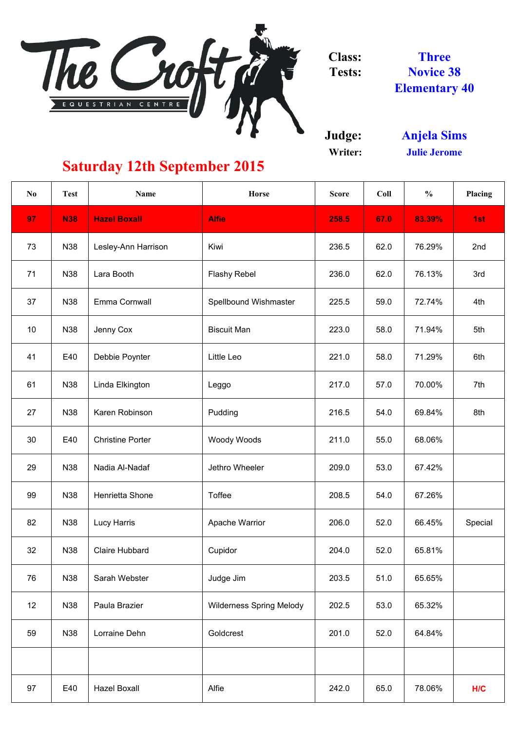The Croft EQUESTRIAN CENTRE

**Class:** Three

**Tests:** Novice 38, Elementary 40

**Judge:** Anjela Sims

**Writer:** Julie Jerome

## Saturday 12th September 2015

| No | Test | Name | Horse | Score | Coll | % | Placing |
|---|---|---|---|---|---|---|---|
| **97** | **N38** | **Hazel Boxall** | **Alfie** | **258.5** | **67.0** | **83.39%** | **1st** |
| 73 | N38 | Lesley-Ann Harrison | Kiwi | 236.5 | 62.0 | 76.29% | 2nd |
| 71 | N38 | Lara Booth | Flashy Rebel | 236.0 | 62.0 | 76.13% | 3rd |
| 37 | N38 | Emma Cornwall | Spellbound Wishmaster | 225.5 | 59.0 | 72.74% | 4th |
| 10 | N38 | Jenny Cox | Biscuit Man | 223.0 | 58.0 | 71.94% | 5th |
| 41 | E40 | Debbie Poynter | Little Leo | 221.0 | 58.0 | 71.29% | 6th |
| 61 | N38 | Linda Elkington | Leggo | 217.0 | 57.0 | 70.00% | 7th |
| 27 | N38 | Karen Robinson | Pudding | 216.5 | 54.0 | 69.84% | 8th |
| 30 | E40 | Christine Porter | Woody Woods | 211.0 | 55.0 | 68.06% | |
| 29 | N38 | Nadia Al-Nadaf | Jethro Wheeler | 209.0 | 53.0 | 67.42% | |
| 99 | N38 | Henrietta Shone | Toffee | 208.5 | 54.0 | 67.26% | |
| 82 | N38 | Lucy Harris | Apache Warrior | 206.0 | 52.0 | 66.45% | Special |
| 32 | N38 | Claire Hubbard | Cupidor | 204.0 | 52.0 | 65.81% | |
| 76 | N38 | Sarah Webster | Judge Jim | 203.5 | 51.0 | 65.65% | |
| 12 | N38 | Paula Brazier | Wilderness Spring Melody | 202.5 | 53.0 | 65.32% | |
| 59 | N38 | Lorraine Dehn | Goldcrest | 201.0 | 52.0 | 64.84% | |
| | | | | | | | |
| 97 | E40 | Hazel Boxall | Alfie | 242.0 | 65.0 | 78.06% | H/C |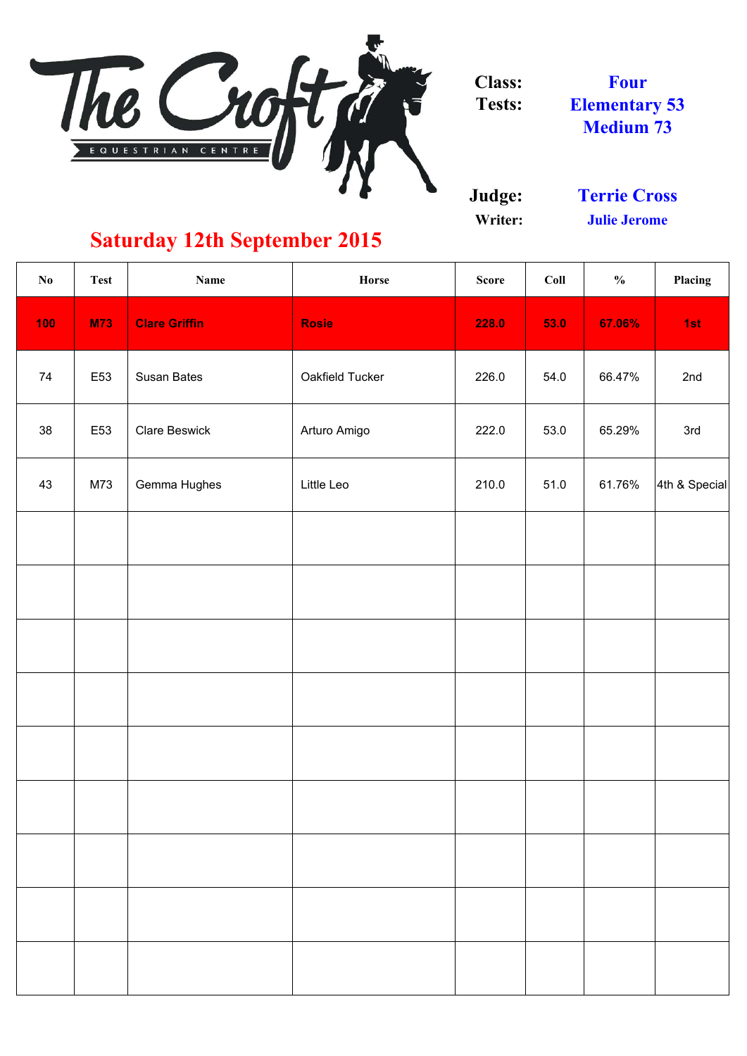# The Croft Equestrian Centre

**Class:** Four

**Tests:** Elementary 53, Medium 73

**Judge:** Terrie Cross

**Writer:** Julie Jerome

## Saturday 12th September 2015

| No | Test | Name | Horse | Score | Coll | % | Placing |
|---|---|---|---|---|---|---|---|
| **100** | **M73** | **Clare Griffin** | **Rosie** | **228.0** | **53.0** | **67.06%** | **1st** |
| 74 | E53 | Susan Bates | Oakfield Tucker | 226.0 | 54.0 | 66.47% | 2nd |
| 38 | E53 | Clare Beswick | Arturo Amigo | 222.0 | 53.0 | 65.29% | 3rd |
| 43 | M73 | Gemma Hughes | Little Leo | 210.0 | 51.0 | 61.76% | 4th & Special |